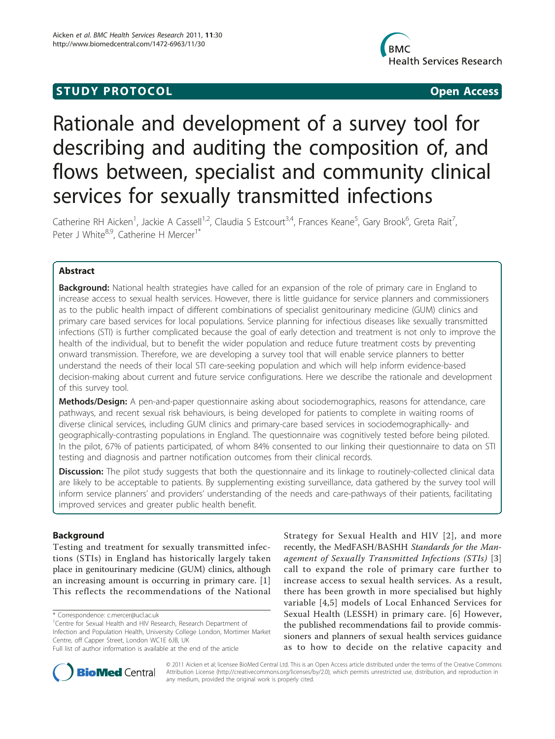**STUDY PROTOCOL** **Open Access**

# Rationale and development of a survey tool for describing and auditing the composition of, and flows between, specialist and community clinical services for sexually transmitted infections

Catherine RH Aicken[1], Jackie A Cassell[1,2], Claudia S Estcourt[3,4], Frances Keane[5], Gary Brook[6], Greta Rait[7], Peter J White[8,9], Catherine H Mercer[1*]

## Abstract

**Background:** National health strategies have called for an expansion of the role of primary care in England to increase access to sexual health services. However, there is little guidance for service planners and commissioners as to the public health impact of different combinations of specialist genitourinary medicine (GUM) clinics and primary care based services for local populations. Service planning for infectious diseases like sexually transmitted infections (STI) is further complicated because the goal of early detection and treatment is not only to improve the health of the individual, but to benefit the wider population and reduce future treatment costs by preventing onward transmission. Therefore, we are developing a survey tool that will enable service planners to better understand the needs of their local STI care-seeking population and which will help inform evidence-based decision-making about current and future service configurations. Here we describe the rationale and development of this survey tool.

**Methods/Design:** A pen-and-paper questionnaire asking about sociodemographics, reasons for attendance, care pathways, and recent sexual risk behaviours, is being developed for patients to complete in waiting rooms of diverse clinical services, including GUM clinics and primary-care based services in sociodemographically- and geographically-contrasting populations in England. The questionnaire was cognitively tested before being piloted. In the pilot, 67% of patients participated, of whom 84% consented to our linking their questionnaire to data on STI testing and diagnosis and partner notification outcomes from their clinical records.

**Discussion:** The pilot study suggests that both the questionnaire and its linkage to routinely-collected clinical data are likely to be acceptable to patients. By supplementing existing surveillance, data gathered by the survey tool will inform service planners' and providers' understanding of the needs and care-pathways of their patients, facilitating improved services and greater public health benefit.

## Background

Testing and treatment for sexually transmitted infections (STIs) in England has historically largely taken place in genitourinary medicine (GUM) clinics, although an increasing amount is occurring in primary care. [1] This reflects the recommendations of the National Strategy for Sexual Health and HIV [2], and more recently, the MedFASH/BASHH *Standards for the Management of Sexually Transmitted Infections (STIs)* [3] call to expand the role of primary care further to increase access to sexual health services. As a result, there has been growth in more specialised but highly variable [4,5] models of Local Enhanced Services for Sexual Health (LESSH) in primary care. [6] However, the published recommendations fail to provide commissioners and planners of sexual health services guidance as to how to decide on the relative capacity and

\* Correspondence: c.mercer@ucl.ac.uk
[1]Centre for Sexual Health and HIV Research, Research Department of Infection and Population Health, University College London, Mortimer Market Centre, off Capper Street, London WC1E 6JB, UK
Full list of author information is available at the end of the article

© 2011 Aicken et al; licensee BioMed Central Ltd. This is an Open Access article distributed under the terms of the Creative Commons Attribution License (http://creativecommons.org/licenses/by/2.0), which permits unrestricted use, distribution, and reproduction in any medium, provided the original work is properly cited.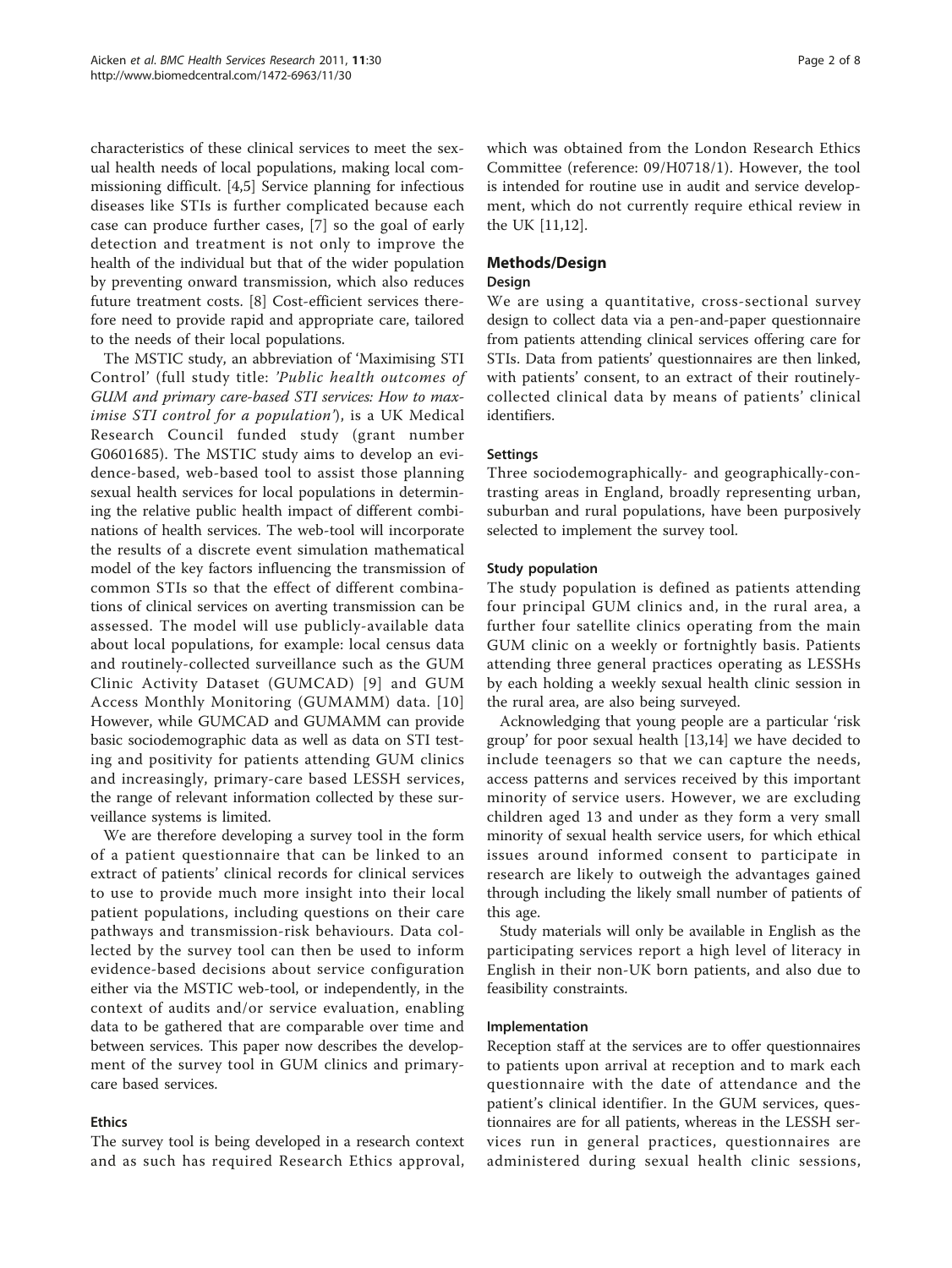characteristics of these clinical services to meet the sexual health needs of local populations, making local commissioning difficult. [4,5] Service planning for infectious diseases like STIs is further complicated because each case can produce further cases, [7] so the goal of early detection and treatment is not only to improve the health of the individual but that of the wider population by preventing onward transmission, which also reduces future treatment costs. [8] Cost-efficient services therefore need to provide rapid and appropriate care, tailored to the needs of their local populations.

The MSTIC study, an abbreviation of 'Maximising STI Control' (full study title: *'Public health outcomes of GUM and primary care-based STI services: How to maximise STI control for a population'*), is a UK Medical Research Council funded study (grant number G0601685). The MSTIC study aims to develop an evidence-based, web-based tool to assist those planning sexual health services for local populations in determining the relative public health impact of different combinations of health services. The web-tool will incorporate the results of a discrete event simulation mathematical model of the key factors influencing the transmission of common STIs so that the effect of different combinations of clinical services on averting transmission can be assessed. The model will use publicly-available data about local populations, for example: local census data and routinely-collected surveillance such as the GUM Clinic Activity Dataset (GUMCAD) [9] and GUM Access Monthly Monitoring (GUMAMM) data. [10] However, while GUMCAD and GUMAMM can provide basic sociodemographic data as well as data on STI testing and positivity for patients attending GUM clinics and increasingly, primary-care based LESSH services, the range of relevant information collected by these surveillance systems is limited.

We are therefore developing a survey tool in the form of a patient questionnaire that can be linked to an extract of patients' clinical records for clinical services to use to provide much more insight into their local patient populations, including questions on their care pathways and transmission-risk behaviours. Data collected by the survey tool can then be used to inform evidence-based decisions about service configuration either via the MSTIC web-tool, or independently, in the context of audits and/or service evaluation, enabling data to be gathered that are comparable over time and between services. This paper now describes the development of the survey tool in GUM clinics and primary-care based services.

### Ethics

The survey tool is being developed in a research context and as such has required Research Ethics approval, which was obtained from the London Research Ethics Committee (reference: 09/H0718/1). However, the tool is intended for routine use in audit and service development, which do not currently require ethical review in the UK [11,12].

## Methods/Design

### Design

We are using a quantitative, cross-sectional survey design to collect data via a pen-and-paper questionnaire from patients attending clinical services offering care for STIs. Data from patients' questionnaires are then linked, with patients' consent, to an extract of their routinely-collected clinical data by means of patients' clinical identifiers.

### Settings

Three sociodemographically- and geographically-contrasting areas in England, broadly representing urban, suburban and rural populations, have been purposively selected to implement the survey tool.

### Study population

The study population is defined as patients attending four principal GUM clinics and, in the rural area, a further four satellite clinics operating from the main GUM clinic on a weekly or fortnightly basis. Patients attending three general practices operating as LESSHs by each holding a weekly sexual health clinic session in the rural area, are also being surveyed.

Acknowledging that young people are a particular 'risk group' for poor sexual health [13,14] we have decided to include teenagers so that we can capture the needs, access patterns and services received by this important minority of service users. However, we are excluding children aged 13 and under as they form a very small minority of sexual health service users, for which ethical issues around informed consent to participate in research are likely to outweigh the advantages gained through including the likely small number of patients of this age.

Study materials will only be available in English as the participating services report a high level of literacy in English in their non-UK born patients, and also due to feasibility constraints.

### Implementation

Reception staff at the services are to offer questionnaires to patients upon arrival at reception and to mark each questionnaire with the date of attendance and the patient's clinical identifier. In the GUM services, questionnaires are for all patients, whereas in the LESSH services run in general practices, questionnaires are administered during sexual health clinic sessions,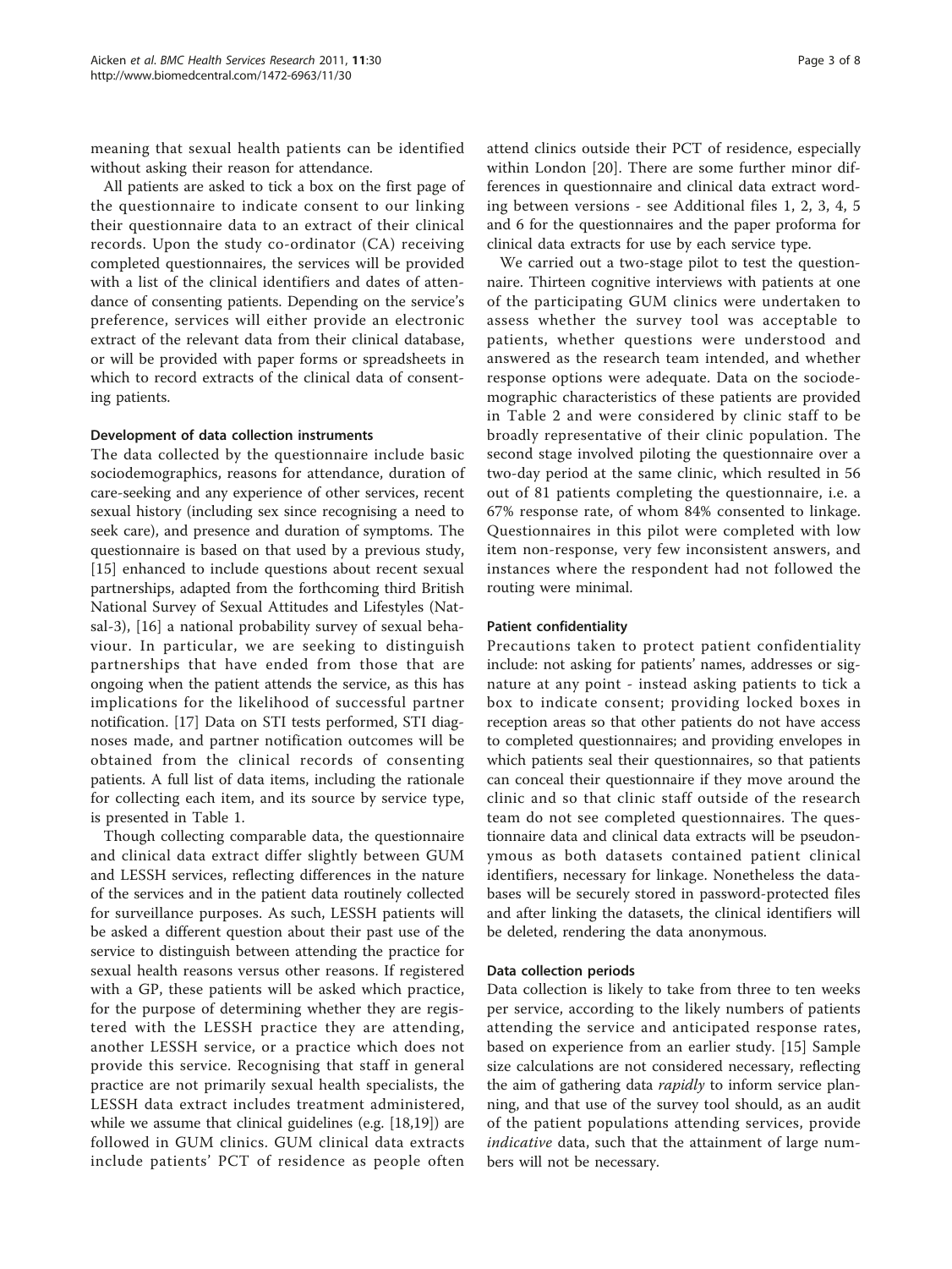meaning that sexual health patients can be identified without asking their reason for attendance.

All patients are asked to tick a box on the first page of the questionnaire to indicate consent to our linking their questionnaire data to an extract of their clinical records. Upon the study co-ordinator (CA) receiving completed questionnaires, the services will be provided with a list of the clinical identifiers and dates of attendance of consenting patients. Depending on the service's preference, services will either provide an electronic extract of the relevant data from their clinical database, or will be provided with paper forms or spreadsheets in which to record extracts of the clinical data of consenting patients.

### Development of data collection instruments

The data collected by the questionnaire include basic sociodemographics, reasons for attendance, duration of care-seeking and any experience of other services, recent sexual history (including sex since recognising a need to seek care), and presence and duration of symptoms. The questionnaire is based on that used by a previous study, [15] enhanced to include questions about recent sexual partnerships, adapted from the forthcoming third British National Survey of Sexual Attitudes and Lifestyles (Natsal-3), [16] a national probability survey of sexual behaviour. In particular, we are seeking to distinguish partnerships that have ended from those that are ongoing when the patient attends the service, as this has implications for the likelihood of successful partner notification. [17] Data on STI tests performed, STI diagnoses made, and partner notification outcomes will be obtained from the clinical records of consenting patients. A full list of data items, including the rationale for collecting each item, and its source by service type, is presented in Table 1.

Though collecting comparable data, the questionnaire and clinical data extract differ slightly between GUM and LESSH services, reflecting differences in the nature of the services and in the patient data routinely collected for surveillance purposes. As such, LESSH patients will be asked a different question about their past use of the service to distinguish between attending the practice for sexual health reasons versus other reasons. If registered with a GP, these patients will be asked which practice, for the purpose of determining whether they are registered with the LESSH practice they are attending, another LESSH service, or a practice which does not provide this service. Recognising that staff in general practice are not primarily sexual health specialists, the LESSH data extract includes treatment administered, while we assume that clinical guidelines (e.g. [18,19]) are followed in GUM clinics. GUM clinical data extracts include patients' PCT of residence as people often attend clinics outside their PCT of residence, especially within London [20]. There are some further minor differences in questionnaire and clinical data extract wording between versions - see Additional files 1, 2, 3, 4, 5 and 6 for the questionnaires and the paper proforma for clinical data extracts for use by each service type.

We carried out a two-stage pilot to test the questionnaire. Thirteen cognitive interviews with patients at one of the participating GUM clinics were undertaken to assess whether the survey tool was acceptable to patients, whether questions were understood and answered as the research team intended, and whether response options were adequate. Data on the sociodemographic characteristics of these patients are provided in Table 2 and were considered by clinic staff to be broadly representative of their clinic population. The second stage involved piloting the questionnaire over a two-day period at the same clinic, which resulted in 56 out of 81 patients completing the questionnaire, i.e. a 67% response rate, of whom 84% consented to linkage. Questionnaires in this pilot were completed with low item non-response, very few inconsistent answers, and instances where the respondent had not followed the routing were minimal.

### Patient confidentiality

Precautions taken to protect patient confidentiality include: not asking for patients' names, addresses or signature at any point - instead asking patients to tick a box to indicate consent; providing locked boxes in reception areas so that other patients do not have access to completed questionnaires; and providing envelopes in which patients seal their questionnaires, so that patients can conceal their questionnaire if they move around the clinic and so that clinic staff outside of the research team do not see completed questionnaires. The questionnaire data and clinical data extracts will be pseudonymous as both datasets contained patient clinical identifiers, necessary for linkage. Nonetheless the databases will be securely stored in password-protected files and after linking the datasets, the clinical identifiers will be deleted, rendering the data anonymous.

### Data collection periods

Data collection is likely to take from three to ten weeks per service, according to the likely numbers of patients attending the service and anticipated response rates, based on experience from an earlier study. [15] Sample size calculations are not considered necessary, reflecting the aim of gathering data *rapidly* to inform service planning, and that use of the survey tool should, as an audit of the patient populations attending services, provide *indicative* data, such that the attainment of large numbers will not be necessary.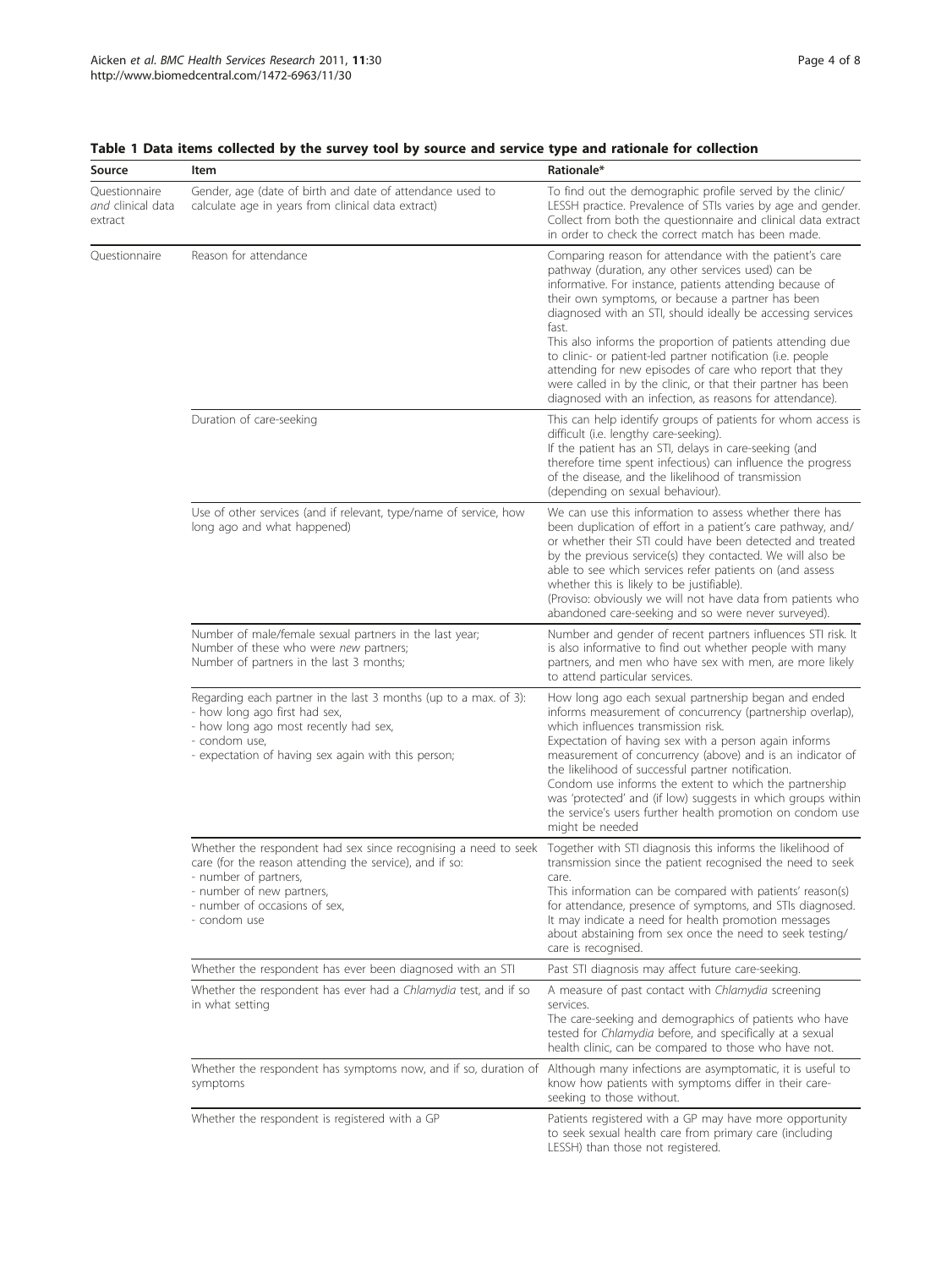**Table 1 Data items collected by the survey tool by source and service type and rationale for collection**

| Source | Item | Rationale* |
|---|---|---|
| Questionnaire *and* clinical data extract | Gender, age (date of birth and date of attendance used to calculate age in years from clinical data extract) | To find out the demographic profile served by the clinic/ LESSH practice. Prevalence of STIs varies by age and gender. Collect from both the questionnaire and clinical data extract in order to check the correct match has been made. |
| Questionnaire | Reason for attendance | Comparing reason for attendance with the patient's care pathway (duration, any other services used) can be informative. For instance, patients attending because of their own symptoms, or because a partner has been diagnosed with an STI, should ideally be accessing services fast.<br>This also informs the proportion of patients attending due to clinic- or patient-led partner notification (i.e. people attending for new episodes of care who report that they were called in by the clinic, or that their partner has been diagnosed with an infection, as reasons for attendance). |
| | Duration of care-seeking | This can help identify groups of patients for whom access is difficult (i.e. lengthy care-seeking).<br>If the patient has an STI, delays in care-seeking (and therefore time spent infectious) can influence the progress of the disease, and the likelihood of transmission (depending on sexual behaviour). |
| | Use of other services (and if relevant, type/name of service, how long ago and what happened) | We can use this information to assess whether there has been duplication of effort in a patient's care pathway, and/ or whether their STI could have been detected and treated by the previous service(s) they contacted. We will also be able to see which services refer patients on (and assess whether this is likely to be justifiable).<br>(Proviso: obviously we will not have data from patients who abandoned care-seeking and so were never surveyed). |
| | Number of male/female sexual partners in the last year;<br>Number of these who were *new* partners;<br>Number of partners in the last 3 months; | Number and gender of recent partners influences STI risk. It is also informative to find out whether people with many partners, and men who have sex with men, are more likely to attend particular services. |
| | Regarding each partner in the last 3 months (up to a max. of 3):<br>- how long ago first had sex,<br>- how long ago most recently had sex,<br>- condom use,<br>- expectation of having sex again with this person; | How long ago each sexual partnership began and ended informs measurement of concurrency (partnership overlap), which influences transmission risk.<br>Expectation of having sex with a person again informs measurement of concurrency (above) and is an indicator of the likelihood of successful partner notification.<br>Condom use informs the extent to which the partnership was 'protected' and (if low) suggests in which groups within the service's users further health promotion on condom use might be needed |
| | Whether the respondent had sex since recognising a need to seek care (for the reason attending the service), and if so:<br>- number of partners,<br>- number of new partners,<br>- number of occasions of sex,<br>- condom use | Together with STI diagnosis this informs the likelihood of transmission since the patient recognised the need to seek care.<br>This information can be compared with patients' reason(s) for attendance, presence of symptoms, and STIs diagnosed. It may indicate a need for health promotion messages about abstaining from sex once the need to seek testing/ care is recognised. |
| | Whether the respondent has ever been diagnosed with an STI | Past STI diagnosis may affect future care-seeking. |
| | Whether the respondent has ever had a *Chlamydia* test, and if so in what setting | A measure of past contact with *Chlamydia* screening services.<br>The care-seeking and demographics of patients who have tested for *Chlamydia* before, and specifically at a sexual health clinic, can be compared to those who have not. |
| | Whether the respondent has symptoms now, and if so, duration of symptoms | Although many infections are asymptomatic, it is useful to know how patients with symptoms differ in their care-seeking to those without. |
| | Whether the respondent is registered with a GP | Patients registered with a GP may have more opportunity to seek sexual health care from primary care (including LESSH) than those not registered. |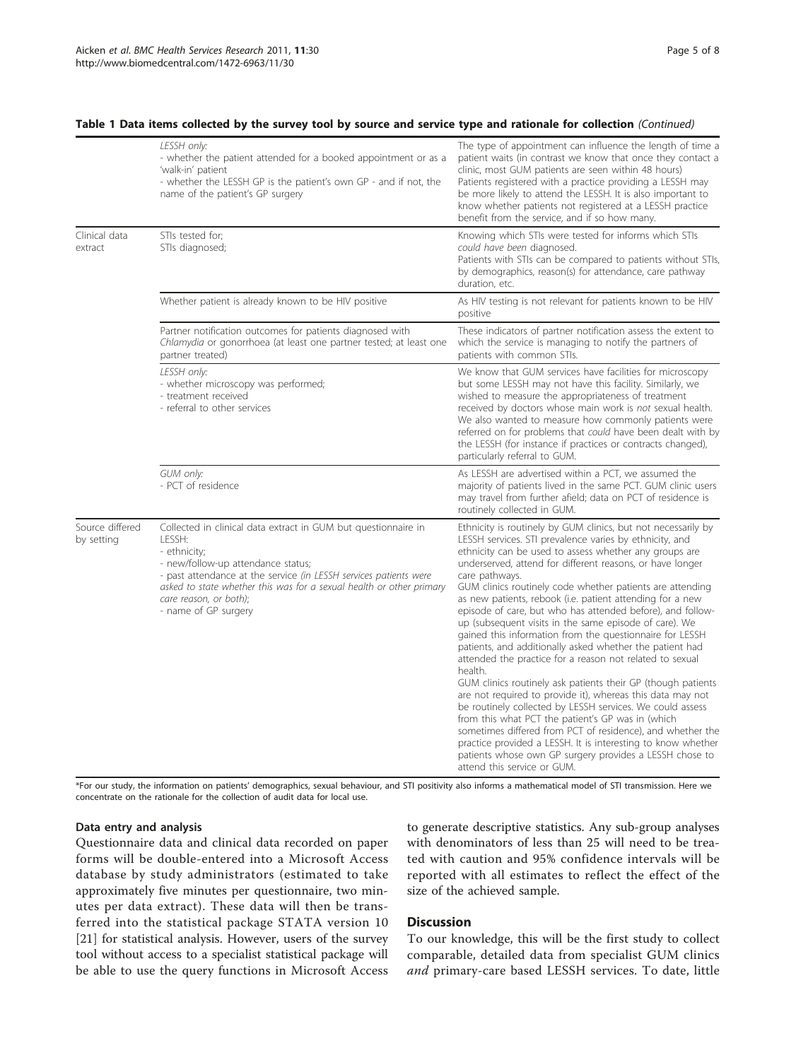**Table 1 Data items collected by the survey tool by source and service type and rationale for collection** *(Continued)*

| | | |
|---|---|---|
| | *LESSH only:*<br>- whether the patient attended for a booked appointment or as a 'walk-in' patient<br>- whether the LESSH GP is the patient's own GP - and if not, the name of the patient's GP surgery | The type of appointment can influence the length of time a patient waits (in contrast we know that once they contact a clinic, most GUM patients are seen within 48 hours)<br>Patients registered with a practice providing a LESSH may be more likely to attend the LESSH. It is also important to know whether patients not registered at a LESSH practice benefit from the service, and if so how many. |
| Clinical data extract | STIs tested for;<br>STIs diagnosed; | Knowing which STIs were tested for informs which STIs *could have been* diagnosed.<br>Patients with STIs can be compared to patients without STIs, by demographics, reason(s) for attendance, care pathway duration, etc. |
| | Whether patient is already known to be HIV positive | As HIV testing is not relevant for patients known to be HIV positive |
| | Partner notification outcomes for patients diagnosed with *Chlamydia* or gonorrhoea (at least one partner tested; at least one partner treated) | These indicators of partner notification assess the extent to which the service is managing to notify the partners of patients with common STIs. |
| | *LESSH only:*<br>- whether microscopy was performed;<br>- treatment received<br>- referral to other services | We know that GUM services have facilities for microscopy but some LESSH may not have this facility. Similarly, we wished to measure the appropriateness of treatment received by doctors whose main work is *not* sexual health. We also wanted to measure how commonly patients were referred on for problems that *could* have been dealt with by the LESSH (for instance if practices or contracts changed), particularly referral to GUM. |
| | *GUM only:*<br>- PCT of residence | As LESSH are advertised within a PCT, we assumed the majority of patients lived in the same PCT. GUM clinic users may travel from further afield; data on PCT of residence is routinely collected in GUM. |
| Source differed by setting | Collected in clinical data extract in GUM but questionnaire in LESSH:<br>- ethnicity;<br>- new/follow-up attendance status;<br>- past attendance at the service *(in LESSH services patients were asked to state whether this was for a sexual health or other primary care reason, or both)*;<br>- name of GP surgery | Ethnicity is routinely by GUM clinics, but not necessarily by LESSH services. STI prevalence varies by ethnicity, and ethnicity can be used to assess whether any groups are underserved, attend for different reasons, or have longer care pathways.<br>GUM clinics routinely code whether patients are attending as new patients, rebook (i.e. patient attending for a new episode of care, but who has attended before), and follow-up (subsequent visits in the same episode of care). We gained this information from the questionnaire for LESSH patients, and additionally asked whether the patient had attended the practice for a reason not related to sexual health.<br>GUM clinics routinely ask patients their GP (though patients are not required to provide it), whereas this data may not be routinely collected by LESSH services. We could assess from this what PCT the patient's GP was in (which sometimes differed from PCT of residence), and whether the practice provided a LESSH. It is interesting to know whether patients whose own GP surgery provides a LESSH chose to attend this service or GUM. |

*For our study, the information on patients' demographics, sexual behaviour, and STI positivity also informs a mathematical model of STI transmission. Here we concentrate on the rationale for the collection of audit data for local use.

### Data entry and analysis

Questionnaire data and clinical data recorded on paper forms will be double-entered into a Microsoft Access database by study administrators (estimated to take approximately five minutes per questionnaire, two minutes per data extract). These data will then be transferred into the statistical package STATA version 10 [21] for statistical analysis. However, users of the survey tool without access to a specialist statistical package will be able to use the query functions in Microsoft Access to generate descriptive statistics. Any sub-group analyses with denominators of less than 25 will need to be treated with caution and 95% confidence intervals will be reported with all estimates to reflect the effect of the size of the achieved sample.

## Discussion

To our knowledge, this will be the first study to collect comparable, detailed data from specialist GUM clinics *and* primary-care based LESSH services. To date, little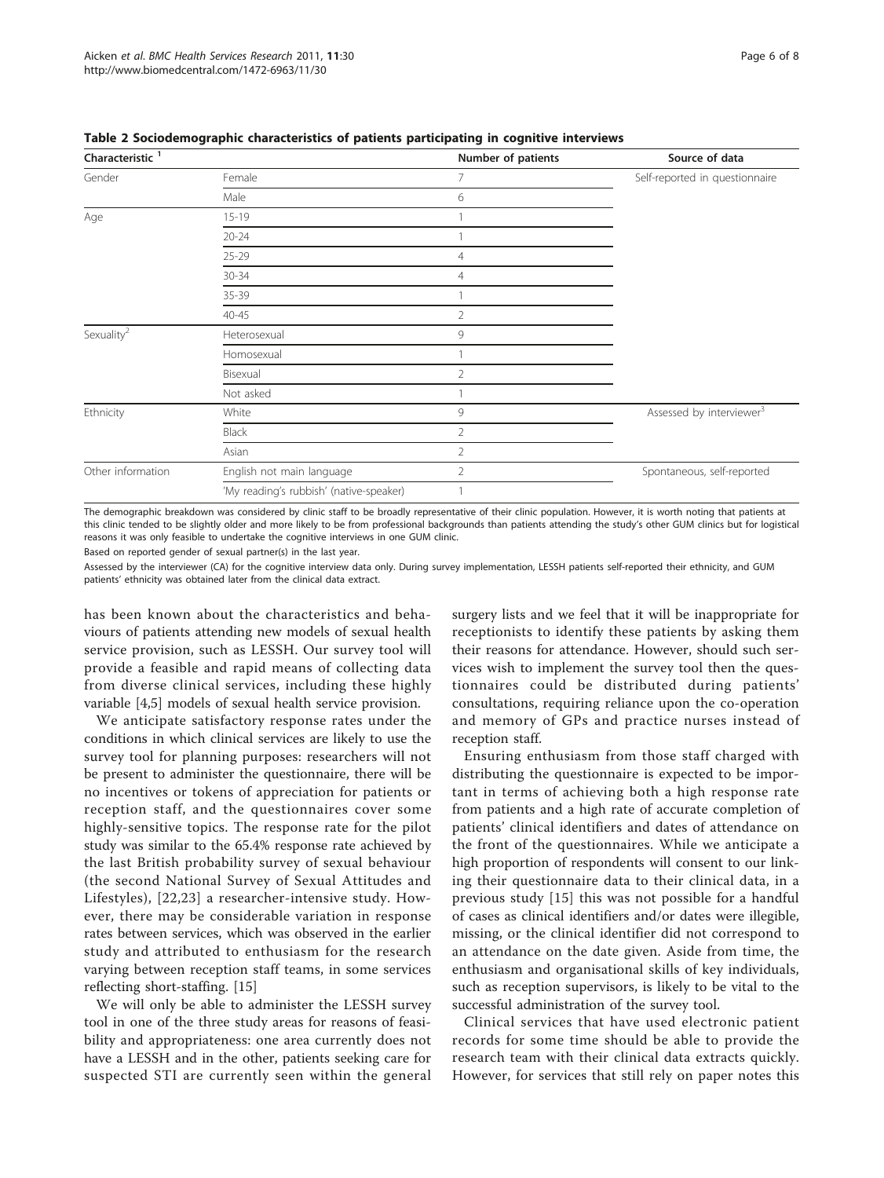**Table 2 Sociodemographic characteristics of patients participating in cognitive interviews**

| Characteristic [1] | | Number of patients | Source of data |
|---|---|---|---|
| Gender | Female | 7 | Self-reported in questionnaire |
| | Male | 6 | |
| Age | 15-19 | 1 | |
| | 20-24 | 1 | |
| | 25-29 | 4 | |
| | 30-34 | 4 | |
| | 35-39 | 1 | |
| | 40-45 | 2 | |
| Sexuality[2] | Heterosexual | 9 | |
| | Homosexual | 1 | |
| | Bisexual | 2 | |
| | Not asked | 1 | |
| Ethnicity | White | 9 | Assessed by interviewer[3] |
| | Black | 2 | |
| | Asian | 2 | |
| Other information | English not main language | 2 | Spontaneous, self-reported |
| | 'My reading's rubbish' (native-speaker) | 1 | |

The demographic breakdown was considered by clinic staff to be broadly representative of their clinic population. However, it is worth noting that patients at this clinic tended to be slightly older and more likely to be from professional backgrounds than patients attending the study's other GUM clinics but for logistical reasons it was only feasible to undertake the cognitive interviews in one GUM clinic.

Based on reported gender of sexual partner(s) in the last year.

Assessed by the interviewer (CA) for the cognitive interview data only. During survey implementation, LESSH patients self-reported their ethnicity, and GUM patients' ethnicity was obtained later from the clinical data extract.

has been known about the characteristics and behaviours of patients attending new models of sexual health service provision, such as LESSH. Our survey tool will provide a feasible and rapid means of collecting data from diverse clinical services, including these highly variable [4,5] models of sexual health service provision.

We anticipate satisfactory response rates under the conditions in which clinical services are likely to use the survey tool for planning purposes: researchers will not be present to administer the questionnaire, there will be no incentives or tokens of appreciation for patients or reception staff, and the questionnaires cover some highly-sensitive topics. The response rate for the pilot study was similar to the 65.4% response rate achieved by the last British probability survey of sexual behaviour (the second National Survey of Sexual Attitudes and Lifestyles), [22,23] a researcher-intensive study. However, there may be considerable variation in response rates between services, which was observed in the earlier study and attributed to enthusiasm for the research varying between reception staff teams, in some services reflecting short-staffing. [15]

We will only be able to administer the LESSH survey tool in one of the three study areas for reasons of feasibility and appropriateness: one area currently does not have a LESSH and in the other, patients seeking care for suspected STI are currently seen within the general surgery lists and we feel that it will be inappropriate for receptionists to identify these patients by asking them their reasons for attendance. However, should such services wish to implement the survey tool then the questionnaires could be distributed during patients' consultations, requiring reliance upon the co-operation and memory of GPs and practice nurses instead of reception staff.

Ensuring enthusiasm from those staff charged with distributing the questionnaire is expected to be important in terms of achieving both a high response rate from patients and a high rate of accurate completion of patients' clinical identifiers and dates of attendance on the front of the questionnaires. While we anticipate a high proportion of respondents will consent to our linking their questionnaire data to their clinical data, in a previous study [15] this was not possible for a handful of cases as clinical identifiers and/or dates were illegible, missing, or the clinical identifier did not correspond to an attendance on the date given. Aside from time, the enthusiasm and organisational skills of key individuals, such as reception supervisors, is likely to be vital to the successful administration of the survey tool.

Clinical services that have used electronic patient records for some time should be able to provide the research team with their clinical data extracts quickly. However, for services that still rely on paper notes this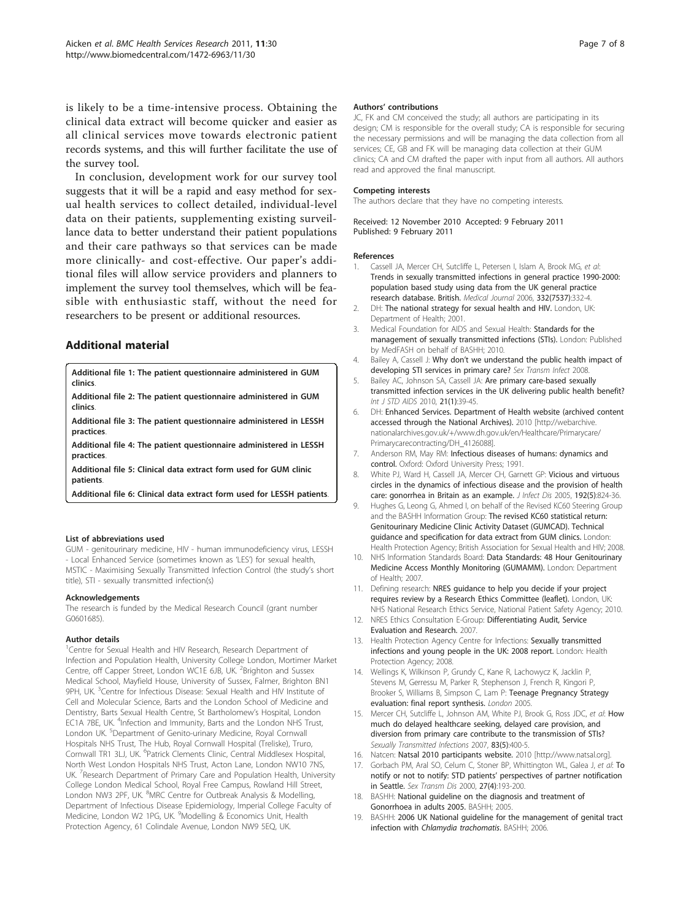is likely to be a time-intensive process. Obtaining the clinical data extract will become quicker and easier as all clinical services move towards electronic patient records systems, and this will further facilitate the use of the survey tool.

In conclusion, development work for our survey tool suggests that it will be a rapid and easy method for sexual health services to collect detailed, individual-level data on their patients, supplementing existing surveillance data to better understand their patient populations and their care pathways so that services can be made more clinically- and cost-effective. Our paper's additional files will allow service providers and planners to implement the survey tool themselves, which will be feasible with enthusiastic staff, without the need for researchers to be present or additional resources.

## Additional material

**Additional file 1: The patient questionnaire administered in GUM clinics**.

**Additional file 2: The patient questionnaire administered in GUM clinics**.

**Additional file 3: The patient questionnaire administered in LESSH practices**.

**Additional file 4: The patient questionnaire administered in LESSH practices**.

**Additional file 5: Clinical data extract form used for GUM clinic patients**.

**Additional file 6: Clinical data extract form used for LESSH patients**.

#### List of abbreviations used

GUM - genitourinary medicine, HIV - human immunodeficiency virus, LESSH - Local Enhanced Service (sometimes known as 'LES') for sexual health, MSTIC - Maximising Sexually Transmitted Infection Control (the study's short title), STI - sexually transmitted infection(s)

#### Acknowledgements

The research is funded by the Medical Research Council (grant number G0601685).

#### Author details

[1]Centre for Sexual Health and HIV Research, Research Department of Infection and Population Health, University College London, Mortimer Market Centre, off Capper Street, London WC1E 6JB, UK. [2]Brighton and Sussex Medical School, Mayfield House, University of Sussex, Falmer, Brighton BN1 9PH, UK. [3]Centre for Infectious Disease: Sexual Health and HIV Institute of Cell and Molecular Science, Barts and the London School of Medicine and Dentistry, Barts Sexual Health Centre, St Bartholomew's Hospital, London EC1A 7BE, UK. [4]Infection and Immunity, Barts and the London NHS Trust, London UK. [5]Department of Genito-urinary Medicine, Royal Cornwall Hospitals NHS Trust, The Hub, Royal Cornwall Hospital (Treliske), Truro, Cornwall TR1 3LJ, UK. [6]Patrick Clements Clinic, Central Middlesex Hospital, North West London Hospitals NHS Trust, Acton Lane, London NW10 7NS, UK. [7]Research Department of Primary Care and Population Health, University College London Medical School, Royal Free Campus, Rowland Hill Street, London NW3 2PF, UK. [8]MRC Centre for Outbreak Analysis & Modelling, Department of Infectious Disease Epidemiology, Imperial College Faculty of Medicine, London W2 1PG, UK. [9]Modelling & Economics Unit, Health Protection Agency, 61 Colindale Avenue, London NW9 5EQ, UK.

#### Authors' contributions

JC, FK and CM conceived the study; all authors are participating in its design; CM is responsible for the overall study; CA is responsible for securing the necessary permissions and will be managing the data collection from all services; CE, GB and FK will be managing data collection at their GUM clinics; CA and CM drafted the paper with input from all authors. All authors read and approved the final manuscript.

#### Competing interests

The authors declare that they have no competing interests.

Received: 12 November 2010 Accepted: 9 February 2011
Published: 9 February 2011

#### References

1. Cassell JA, Mercer CH, Sutcliffe L, Petersen I, Islam A, Brook MG, *et al*: **Trends in sexually transmitted infections in general practice 1990-2000: population based study using data from the UK general practice research database. British.** *Medical Journal* 2006, **332(7537)**:332-4.
2. DH: **The national strategy for sexual health and HIV.** London, UK: Department of Health; 2001.
3. Medical Foundation for AIDS and Sexual Health: **Standards for the management of sexually transmitted infections (STIs).** London: Published by MedFASH on behalf of BASHH; 2010.
4. Bailey A, Cassell J: **Why don't we understand the public health impact of developing STI services in primary care?** *Sex Transm Infect* 2008.
5. Bailey AC, Johnson SA, Cassell JA: **Are primary care-based sexually transmitted infection services in the UK delivering public health benefit?** *Int J STD AIDS* 2010, **21(1)**:39-45.
6. DH: **Enhanced Services. Department of Health website (archived content accessed through the National Archives).** 2010 [http://webarchive.nationalarchives.gov.uk/+/www.dh.gov.uk/en/Healthcare/Primarycare/Primarycarecontracting/DH_4126088].
7. Anderson RM, May RM: **Infectious diseases of humans: dynamics and control.** Oxford: Oxford University Press; 1991.
8. White PJ, Ward H, Cassell JA, Mercer CH, Garnett GP: **Vicious and virtuous circles in the dynamics of infectious disease and the provision of health care: gonorrhea in Britain as an example.** *J Infect Dis* 2005, **192(5)**:824-36.
9. Hughes G, Leong G, Ahmed I, on behalf of the Revised KC60 Steering Group and the BASHH Information Group: **The revised KC60 statistical return: Genitourinary Medicine Clinic Activity Dataset (GUMCAD). Technical guidance and specification for data extract from GUM clinics.** London: Health Protection Agency; British Association for Sexual Health and HIV; 2008.
10. NHS Information Standards Board: **Data Standards: 48 Hour Genitourinary Medicine Access Monthly Monitoring (GUMAMM).** London: Department of Health; 2007.
11. Defining research: **NRES guidance to help you decide if your project requires review by a Research Ethics Committee (leaflet).** London, UK: NHS National Research Ethics Service, National Patient Safety Agency; 2010.
12. NRES Ethics Consultation E-Group: **Differentiating Audit, Service Evaluation and Research.** 2007.
13. Health Protection Agency Centre for Infections: **Sexually transmitted infections and young people in the UK: 2008 report.** London: Health Protection Agency; 2008.
14. Wellings K, Wilkinson P, Grundy C, Kane R, Lachowycz K, Jacklin P, Stevens M, Gerressu M, Parker R, Stephenson J, French R, Kingori P, Brooker S, Williams B, Simpson C, Lam P: **Teenage Pregnancy Strategy evaluation: final report synthesis.** *London* 2005.
15. Mercer CH, Sutcliffe L, Johnson AM, White PJ, Brook G, Ross JDC, *et al*: **How much do delayed healthcare seeking, delayed care provision, and diversion from primary care contribute to the transmission of STIs?** *Sexually Transmitted Infections* 2007, **83(5)**:400-5.
16. Natcen: **Natsal 2010 participants website.** 2010 [http://www.natsal.org].
17. Gorbach PM, Aral SO, Celum C, Stoner BP, Whittington WL, Galea J, *et al*: **To notify or not to notify: STD patients' perspectives of partner notification in Seattle.** *Sex Transm Dis* 2000, **27(4)**:193-200.
18. BASHH: **National guideline on the diagnosis and treatment of Gonorrhoea in adults 2005.** BASHH; 2005.
19. BASHH: **2006 UK National guideline for the management of genital tract infection with *Chlamydia trachomatis*.** BASHH; 2006.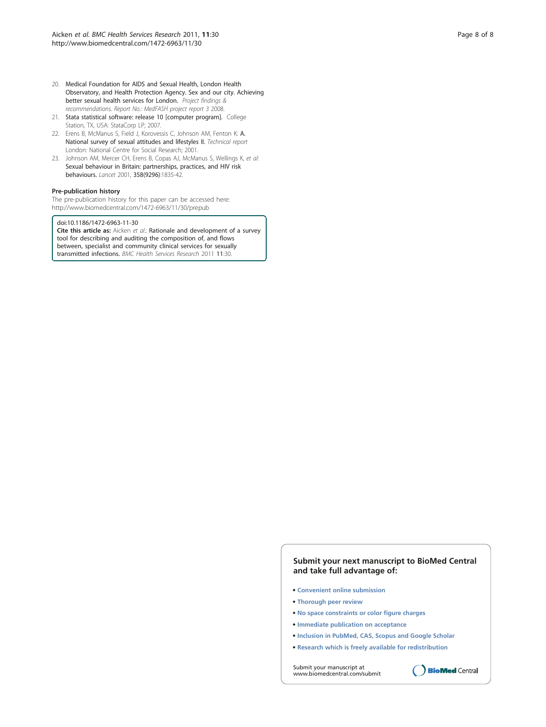20. Medical Foundation for AIDS and Sexual Health, London Health Observatory, and Health Protection Agency. Sex and our city. Achieving better sexual health services for London. *Project findings & recommendations. Report No.: MedFASH project report 3* 2008.
21. Stata statistical software: release 10 [computer program]. College Station, TX, USA: StataCorp LP; 2007.
22. Erens B, McManus S, Field J, Korovessis C, Johnson AM, Fenton K: A. National survey of sexual attitudes and lifestyles II. *Technical report* London: National Centre for Social Research; 2001.
23. Johnson AM, Mercer CH, Erens B, Copas AJ, McManus S, Wellings K, *et al*: Sexual behaviour in Britain: partnerships, practices, and HIV risk behaviours. *Lancet* 2001, **358(9296)**:1835-42.

**Pre-publication history**

The pre-publication history for this paper can be accessed here: http://www.biomedcentral.com/1472-6963/11/30/prepub

doi:10.1186/1472-6963-11-30

**Cite this article as:** Aicken *et al.*: Rationale and development of a survey tool for describing and auditing the composition of, and flows between, specialist and community clinical services for sexually transmitted infections. *BMC Health Services Research* 2011 **11**:30.

**Submit your next manuscript to BioMed Central and take full advantage of:**

- **Convenient online submission**
- **Thorough peer review**
- **No space constraints or color figure charges**
- **Immediate publication on acceptance**
- **Inclusion in PubMed, CAS, Scopus and Google Scholar**
- **Research which is freely available for redistribution**

Submit your manuscript at www.biomedcentral.com/submit

BioMed Central